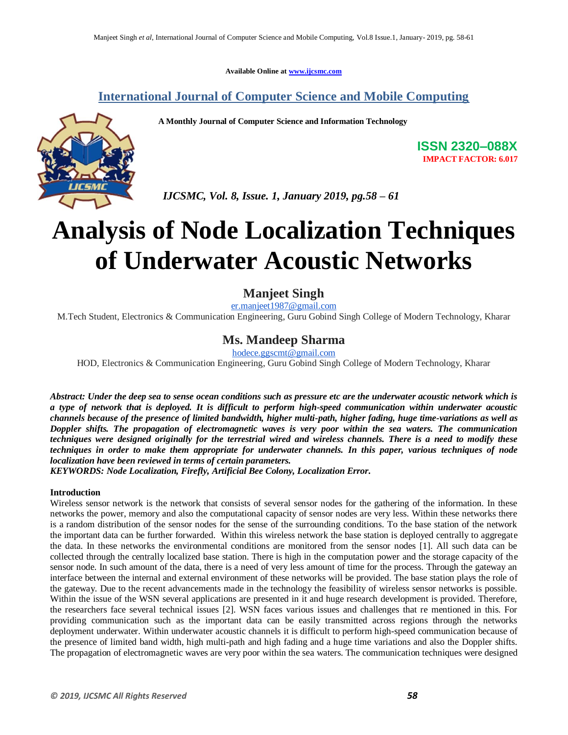Available Online at www.ijcsmc.com

## International Journal of Computer Science and Mobile Computing

**A Monthly Journal of Computer Science and Information Technology**

**ISSN 2320–088X**
**IMPACT FACTOR: 6.017**

*IJCSMC, Vol. 8, Issue. 1, January 2019, pg.58 – 61*

# Analysis of Node Localization Techniques of Underwater Acoustic Networks

## Manjeet Singh

er.manjeet1987@gmail.com
M.Tech Student, Electronics & Communication Engineering, Guru Gobind Singh College of Modern Technology, Kharar

## Ms. Mandeep Sharma

hodece.ggscmt@gmail.com
HOD, Electronics & Communication Engineering, Guru Gobind Singh College of Modern Technology, Kharar

***Abstract: Under the deep sea to sense ocean conditions such as pressure etc are the underwater acoustic network which is a type of network that is deployed. It is difficult to perform high-speed communication within underwater acoustic channels because of the presence of limited bandwidth, higher multi-path, higher fading, huge time-variations as well as Doppler shifts. The propagation of electromagnetic waves is very poor within the sea waters. The communication techniques were designed originally for the terrestrial wired and wireless channels. There is a need to modify these techniques in order to make them appropriate for underwater channels. In this paper, various techniques of node localization have been reviewed in terms of certain parameters.***

***KEYWORDS: Node Localization, Firefly, Artificial Bee Colony, Localization Error.***

**Introduction**

Wireless sensor network is the network that consists of several sensor nodes for the gathering of the information. In these networks the power, memory and also the computational capacity of sensor nodes are very less. Within these networks there is a random distribution of the sensor nodes for the sense of the surrounding conditions. To the base station of the network the important data can be further forwarded. Within this wireless network the base station is deployed centrally to aggregate the data. In these networks the environmental conditions are monitored from the sensor nodes [1]. All such data can be collected through the centrally localized base station. There is high in the computation power and the storage capacity of the sensor node. In such amount of the data, there is a need of very less amount of time for the process. Through the gateway an interface between the internal and external environment of these networks will be provided. The base station plays the role of the gateway. Due to the recent advancements made in the technology the feasibility of wireless sensor networks is possible. Within the issue of the WSN several applications are presented in it and huge research development is provided. Therefore, the researchers face several technical issues [2]. WSN faces various issues and challenges that re mentioned in this. For providing communication such as the important data can be easily transmitted across regions through the networks deployment underwater. Within underwater acoustic channels it is difficult to perform high-speed communication because of the presence of limited band width, high multi-path and high fading and a huge time variations and also the Doppler shifts. The propagation of electromagnetic waves are very poor within the sea waters. The communication techniques were designed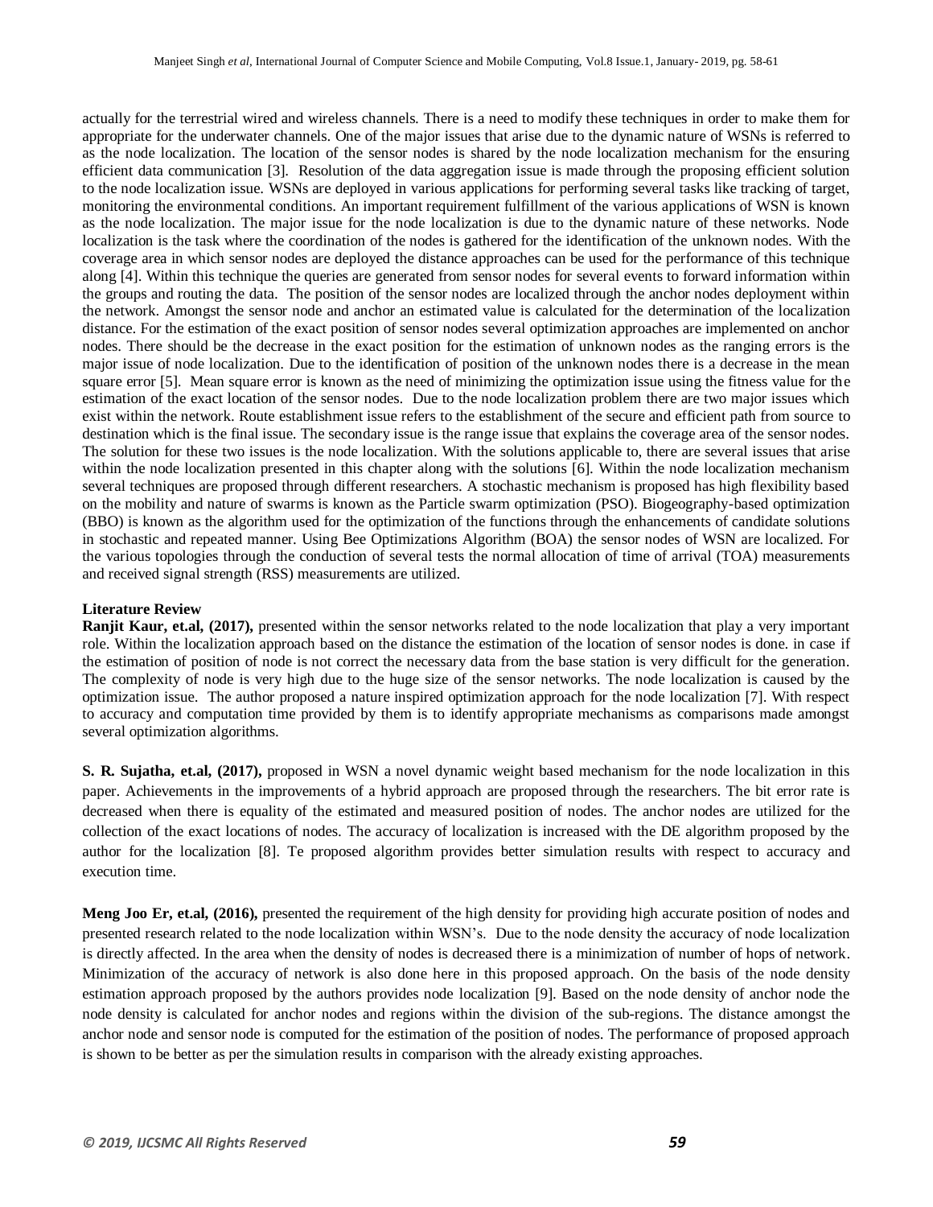actually for the terrestrial wired and wireless channels. There is a need to modify these techniques in order to make them for appropriate for the underwater channels. One of the major issues that arise due to the dynamic nature of WSNs is referred to as the node localization. The location of the sensor nodes is shared by the node localization mechanism for the ensuring efficient data communication [3]. Resolution of the data aggregation issue is made through the proposing efficient solution to the node localization issue. WSNs are deployed in various applications for performing several tasks like tracking of target, monitoring the environmental conditions. An important requirement fulfillment of the various applications of WSN is known as the node localization. The major issue for the node localization is due to the dynamic nature of these networks. Node localization is the task where the coordination of the nodes is gathered for the identification of the unknown nodes. With the coverage area in which sensor nodes are deployed the distance approaches can be used for the performance of this technique along [4]. Within this technique the queries are generated from sensor nodes for several events to forward information within the groups and routing the data. The position of the sensor nodes are localized through the anchor nodes deployment within the network. Amongst the sensor node and anchor an estimated value is calculated for the determination of the localization distance. For the estimation of the exact position of sensor nodes several optimization approaches are implemented on anchor nodes. There should be the decrease in the exact position for the estimation of unknown nodes as the ranging errors is the major issue of node localization. Due to the identification of position of the unknown nodes there is a decrease in the mean square error [5]. Mean square error is known as the need of minimizing the optimization issue using the fitness value for the estimation of the exact location of the sensor nodes. Due to the node localization problem there are two major issues which exist within the network. Route establishment issue refers to the establishment of the secure and efficient path from source to destination which is the final issue. The secondary issue is the range issue that explains the coverage area of the sensor nodes. The solution for these two issues is the node localization. With the solutions applicable to, there are several issues that arise within the node localization presented in this chapter along with the solutions [6]. Within the node localization mechanism several techniques are proposed through different researchers. A stochastic mechanism is proposed has high flexibility based on the mobility and nature of swarms is known as the Particle swarm optimization (PSO). Biogeography-based optimization (BBO) is known as the algorithm used for the optimization of the functions through the enhancements of candidate solutions in stochastic and repeated manner. Using Bee Optimizations Algorithm (BOA) the sensor nodes of WSN are localized. For the various topologies through the conduction of several tests the normal allocation of time of arrival (TOA) measurements and received signal strength (RSS) measurements are utilized.

## Literature Review

**Ranjit Kaur, et.al, (2017),** presented within the sensor networks related to the node localization that play a very important role. Within the localization approach based on the distance the estimation of the location of sensor nodes is done. in case if the estimation of position of node is not correct the necessary data from the base station is very difficult for the generation. The complexity of node is very high due to the huge size of the sensor networks. The node localization is caused by the optimization issue. The author proposed a nature inspired optimization approach for the node localization [7]. With respect to accuracy and computation time provided by them is to identify appropriate mechanisms as comparisons made amongst several optimization algorithms.

**S. R. Sujatha, et.al, (2017),** proposed in WSN a novel dynamic weight based mechanism for the node localization in this paper. Achievements in the improvements of a hybrid approach are proposed through the researchers. The bit error rate is decreased when there is equality of the estimated and measured position of nodes. The anchor nodes are utilized for the collection of the exact locations of nodes. The accuracy of localization is increased with the DE algorithm proposed by the author for the localization [8]. Te proposed algorithm provides better simulation results with respect to accuracy and execution time.

**Meng Joo Er, et.al, (2016),** presented the requirement of the high density for providing high accurate position of nodes and presented research related to the node localization within WSN's. Due to the node density the accuracy of node localization is directly affected. In the area when the density of nodes is decreased there is a minimization of number of hops of network. Minimization of the accuracy of network is also done here in this proposed approach. On the basis of the node density estimation approach proposed by the authors provides node localization [9]. Based on the node density of anchor node the node density is calculated for anchor nodes and regions within the division of the sub-regions. The distance amongst the anchor node and sensor node is computed for the estimation of the position of nodes. The performance of proposed approach is shown to be better as per the simulation results in comparison with the already existing approaches.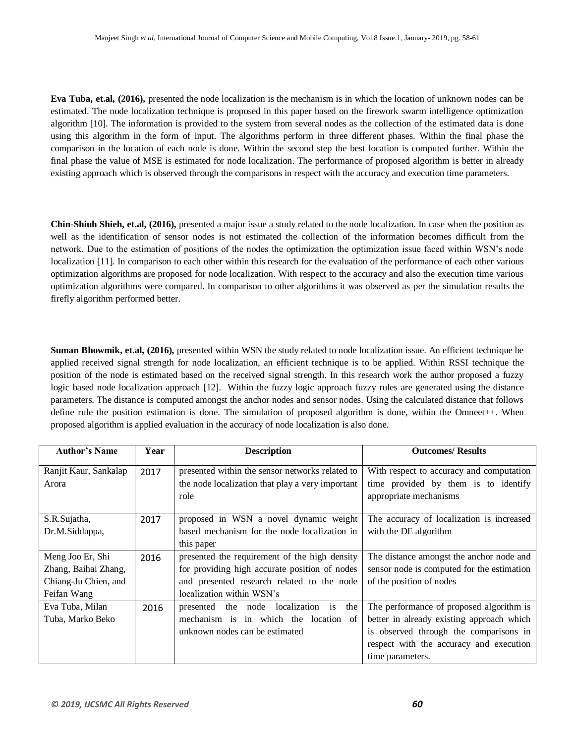**Eva Tuba, et.al, (2016),** presented the node localization is the mechanism is in which the location of unknown nodes can be estimated. The node localization technique is proposed in this paper based on the firework swarm intelligence optimization algorithm [10]. The information is provided to the system from several nodes as the collection of the estimated data is done using this algorithm in the form of input. The algorithms perform in three different phases. Within the final phase the comparison in the location of each node is done. Within the second step the best location is computed further. Within the final phase the value of MSE is estimated for node localization. The performance of proposed algorithm is better in already existing approach which is observed through the comparisons in respect with the accuracy and execution time parameters.

**Chin-Shiuh Shieh, et.al, (2016),** presented a major issue a study related to the node localization. In case when the position as well as the identification of sensor nodes is not estimated the collection of the information becomes difficult from the network. Due to the estimation of positions of the nodes the optimization the optimization issue faced within WSN's node localization [11]. In comparison to each other within this research for the evaluation of the performance of each other various optimization algorithms are proposed for node localization. With respect to the accuracy and also the execution time various optimization algorithms were compared. In comparison to other algorithms it was observed as per the simulation results the firefly algorithm performed better.

**Suman Bhowmik, et.al, (2016),** presented within WSN the study related to node localization issue. An efficient technique be applied received signal strength for node localization, an efficient technique is to be applied. Within RSSI technique the position of the node is estimated based on the received signal strength. In this research work the author proposed a fuzzy logic based node localization approach [12]. Within the fuzzy logic approach fuzzy rules are generated using the distance parameters. The distance is computed amongst the anchor nodes and sensor nodes. Using the calculated distance that follows define rule the position estimation is done. The simulation of proposed algorithm is done, within the Omnet++. When proposed algorithm is applied evaluation in the accuracy of node localization is also done.

| Author's Name | Year | Description | Outcomes/ Results |
|---|---|---|---|
| Ranjit Kaur, Sankalap Arora | 2017 | presented within the sensor networks related to the node localization that play a very important role | With respect to accuracy and computation time provided by them is to identify appropriate mechanisms |
| S.R.Sujatha, Dr.M.Siddappa, | 2017 | proposed in WSN a novel dynamic weight based mechanism for the node localization in this paper | The accuracy of localization is increased with the DE algorithm |
| Meng Joo Er, Shi Zhang, Baihai Zhang, Chiang-Ju Chien, and Feifan Wang | 2016 | presented the requirement of the high density for providing high accurate position of nodes and presented research related to the node localization within WSN's | The distance amongst the anchor node and sensor node is computed for the estimation of the position of nodes |
| Eva Tuba, Milan Tuba, Marko Beko | 2016 | presented the node localization is the mechanism is in which the location of unknown nodes can be estimated | The performance of proposed algorithm is better in already existing approach which is observed through the comparisons in respect with the accuracy and execution time parameters. |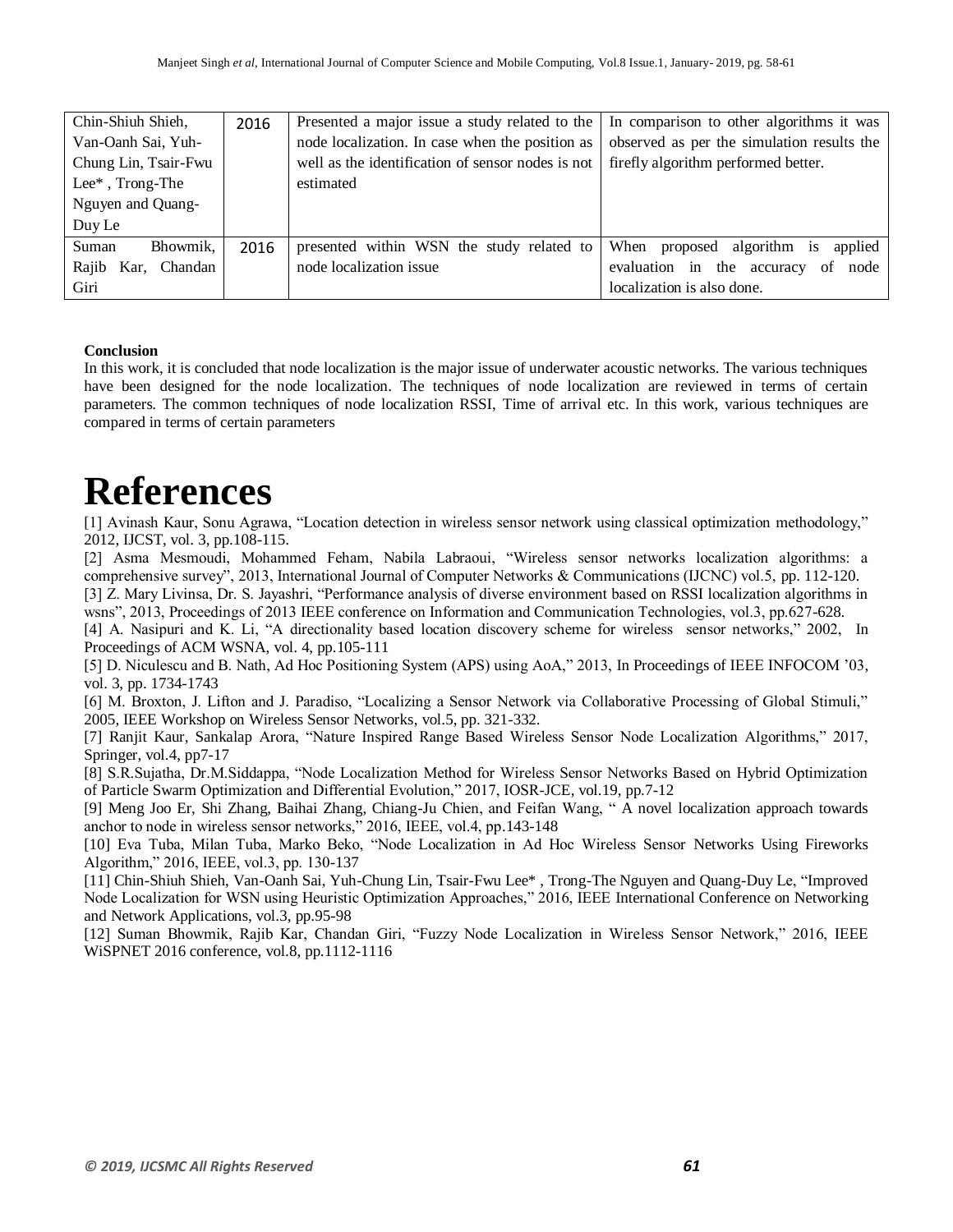| | | | |
|---|---|---|---|
| Chin-Shiuh Shieh, Van-Oanh Sai, Yuh-Chung Lin, Tsair-Fwu Lee* , Trong-The Nguyen and Quang-Duy Le | 2016 | Presented a major issue a study related to the node localization. In case when the position as well as the identification of sensor nodes is not estimated | In comparison to other algorithms it was observed as per the simulation results the firefly algorithm performed better. |
| Suman Bhowmik, Rajib Kar, Chandan Giri | 2016 | presented within WSN the study related to node localization issue | When proposed algorithm is applied evaluation in the accuracy of node localization is also done. |

**Conclusion**

In this work, it is concluded that node localization is the major issue of underwater acoustic networks. The various techniques have been designed for the node localization. The techniques of node localization are reviewed in terms of certain parameters. The common techniques of node localization RSSI, Time of arrival etc. In this work, various techniques are compared in terms of certain parameters

# References

[1] Avinash Kaur, Sonu Agrawa, "Location detection in wireless sensor network using classical optimization methodology," 2012, IJCST, vol. 3, pp.108-115.

[2] Asma Mesmoudi, Mohammed Feham, Nabila Labraoui, "Wireless sensor networks localization algorithms: a comprehensive survey", 2013, International Journal of Computer Networks & Communications (IJCNC) vol.5, pp. 112-120.

[3] Z. Mary Livinsa, Dr. S. Jayashri, "Performance analysis of diverse environment based on RSSI localization algorithms in wsns", 2013, Proceedings of 2013 IEEE conference on Information and Communication Technologies, vol.3, pp.627-628.

[4] A. Nasipuri and K. Li, "A directionality based location discovery scheme for wireless sensor networks," 2002, In Proceedings of ACM WSNA, vol. 4, pp.105-111

[5] D. Niculescu and B. Nath, Ad Hoc Positioning System (APS) using AoA," 2013, In Proceedings of IEEE INFOCOM '03, vol. 3, pp. 1734-1743

[6] M. Broxton, J. Lifton and J. Paradiso, "Localizing a Sensor Network via Collaborative Processing of Global Stimuli," 2005, IEEE Workshop on Wireless Sensor Networks, vol.5, pp. 321-332.

[7] Ranjit Kaur, Sankalap Arora, "Nature Inspired Range Based Wireless Sensor Node Localization Algorithms," 2017, Springer, vol.4, pp7-17

[8] S.R.Sujatha, Dr.M.Siddappa, "Node Localization Method for Wireless Sensor Networks Based on Hybrid Optimization of Particle Swarm Optimization and Differential Evolution," 2017, IOSR-JCE, vol.19, pp.7-12

[9] Meng Joo Er, Shi Zhang, Baihai Zhang, Chiang-Ju Chien, and Feifan Wang, " A novel localization approach towards anchor to node in wireless sensor networks," 2016, IEEE, vol.4, pp.143-148

[10] Eva Tuba, Milan Tuba, Marko Beko, "Node Localization in Ad Hoc Wireless Sensor Networks Using Fireworks Algorithm," 2016, IEEE, vol.3, pp. 130-137

[11] Chin-Shiuh Shieh, Van-Oanh Sai, Yuh-Chung Lin, Tsair-Fwu Lee* , Trong-The Nguyen and Quang-Duy Le, "Improved Node Localization for WSN using Heuristic Optimization Approaches," 2016, IEEE International Conference on Networking and Network Applications, vol.3, pp.95-98

[12] Suman Bhowmik, Rajib Kar, Chandan Giri, "Fuzzy Node Localization in Wireless Sensor Network," 2016, IEEE WiSPNET 2016 conference, vol.8, pp.1112-1116